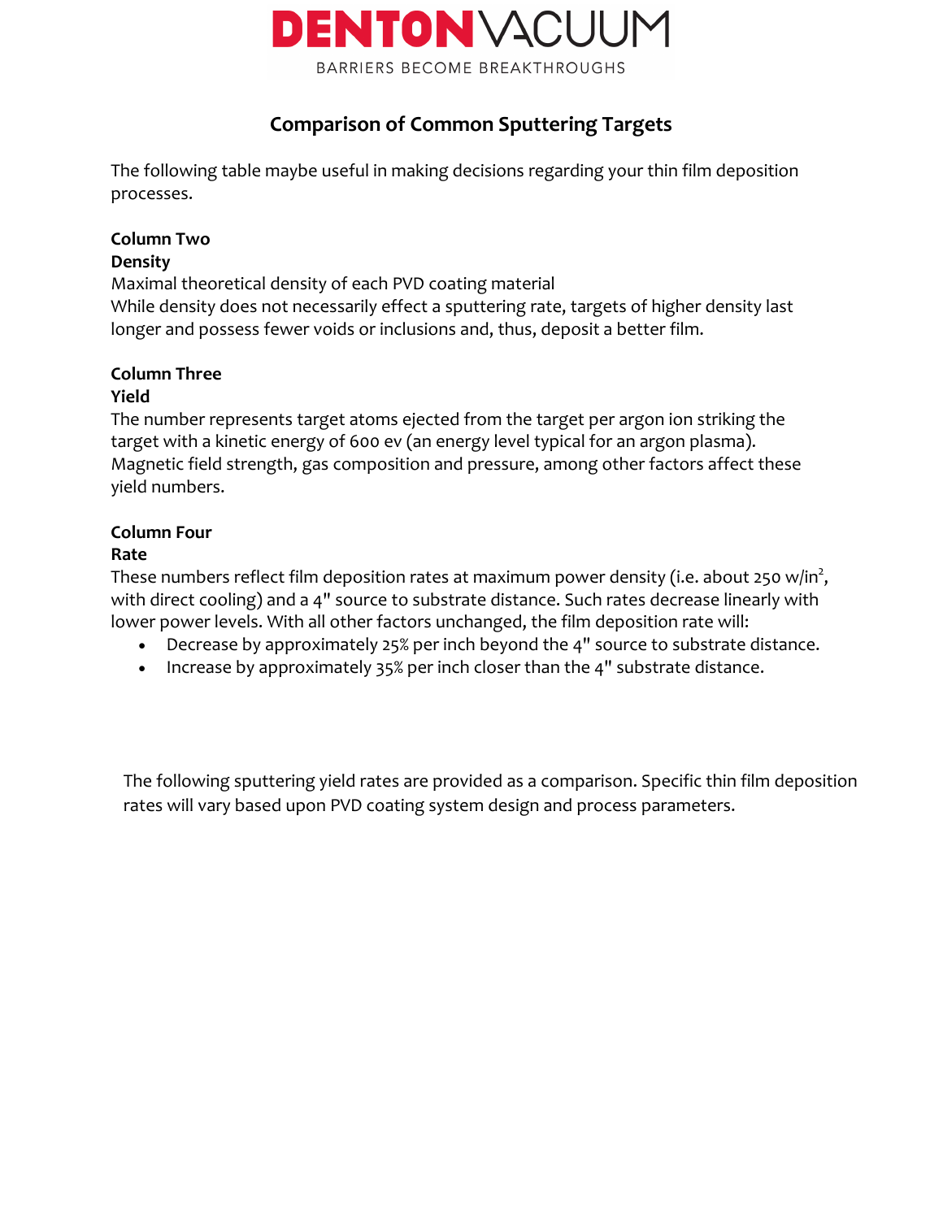DENTON VACUUM
BARRIERS BECOME BREAKTHROUGHS

# Comparison of Common Sputtering Targets

The following table maybe useful in making decisions regarding your thin film deposition processes.

**Column Two**
**Density**
Maximal theoretical density of each PVD coating material
While density does not necessarily effect a sputtering rate, targets of higher density last longer and possess fewer voids or inclusions and, thus, deposit a better film.

**Column Three**
**Yield**
The number represents target atoms ejected from the target per argon ion striking the target with a kinetic energy of 600 ev (an energy level typical for an argon plasma). Magnetic field strength, gas composition and pressure, among other factors affect these yield numbers.

**Column Four**
**Rate**
These numbers reflect film deposition rates at maximum power density (i.e. about 250 w/in$^2$, with direct cooling) and a 4" source to substrate distance. Such rates decrease linearly with lower power levels. With all other factors unchanged, the film deposition rate will:

- Decrease by approximately 25% per inch beyond the 4" source to substrate distance.
- Increase by approximately 35% per inch closer than the 4" substrate distance.

The following sputtering yield rates are provided as a comparison. Specific thin film deposition rates will vary based upon PVD coating system design and process parameters.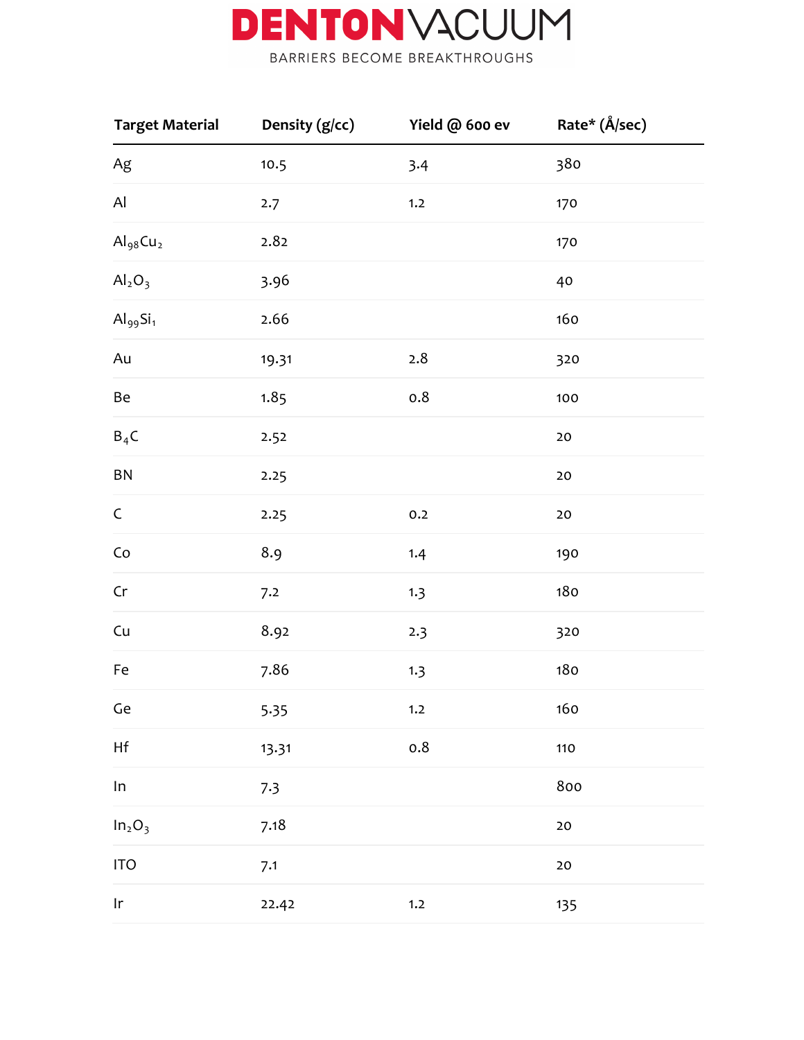| Target Material | Density (g/cc) | Yield @ 600 ev | Rate* (Å/sec) |
|---|---|---|---|
| Ag | 10.5 | 3.4 | 380 |
| Al | 2.7 | 1.2 | 170 |
| $Al_{98}Cu_2$ | 2.82 | | 170 |
| $Al_2O_3$ | 3.96 | | 40 |
| $Al_{99}Si_1$ | 2.66 | | 160 |
| Au | 19.31 | 2.8 | 320 |
| Be | 1.85 | 0.8 | 100 |
| $B_4C$ | 2.52 | | 20 |
| BN | 2.25 | | 20 |
| C | 2.25 | 0.2 | 20 |
| Co | 8.9 | 1.4 | 190 |
| Cr | 7.2 | 1.3 | 180 |
| Cu | 8.92 | 2.3 | 320 |
| Fe | 7.86 | 1.3 | 180 |
| Ge | 5.35 | 1.2 | 160 |
| Hf | 13.31 | 0.8 | 110 |
| In | 7.3 | | 800 |
| $In_2O_3$ | 7.18 | | 20 |
| ITO | 7.1 | | 20 |
| Ir | 22.42 | 1.2 | 135 |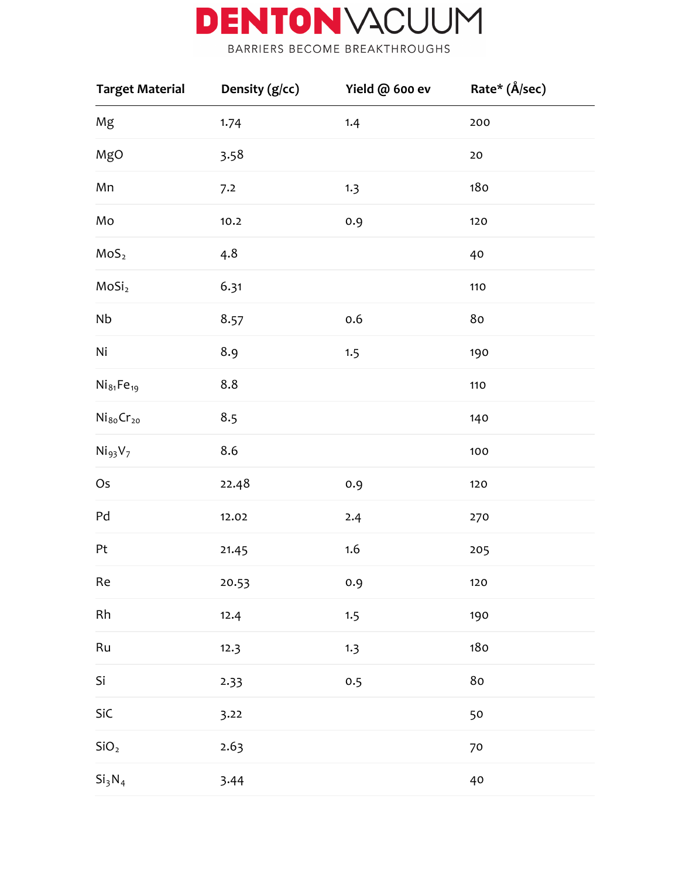| Target Material | Density (g/cc) | Yield @ 600 ev | Rate* (Å/sec) |
|---|---|---|---|
| Mg | 1.74 | 1.4 | 200 |
| MgO | 3.58 | | 20 |
| Mn | 7.2 | 1.3 | 180 |
| Mo | 10.2 | 0.9 | 120 |
| $MoS_2$ | 4.8 | | 40 |
| $MoSi_2$ | 6.31 | | 110 |
| Nb | 8.57 | 0.6 | 80 |
| Ni | 8.9 | 1.5 | 190 |
| $Ni_{81}Fe_{19}$ | 8.8 | | 110 |
| $Ni_{80}Cr_{20}$ | 8.5 | | 140 |
| $Ni_{93}V_7$ | 8.6 | | 100 |
| Os | 22.48 | 0.9 | 120 |
| Pd | 12.02 | 2.4 | 270 |
| Pt | 21.45 | 1.6 | 205 |
| Re | 20.53 | 0.9 | 120 |
| Rh | 12.4 | 1.5 | 190 |
| Ru | 12.3 | 1.3 | 180 |
| Si | 2.33 | 0.5 | 80 |
| SiC | 3.22 | | 50 |
| $SiO_2$ | 2.63 | | 70 |
| $Si_3N_4$ | 3.44 | | 40 |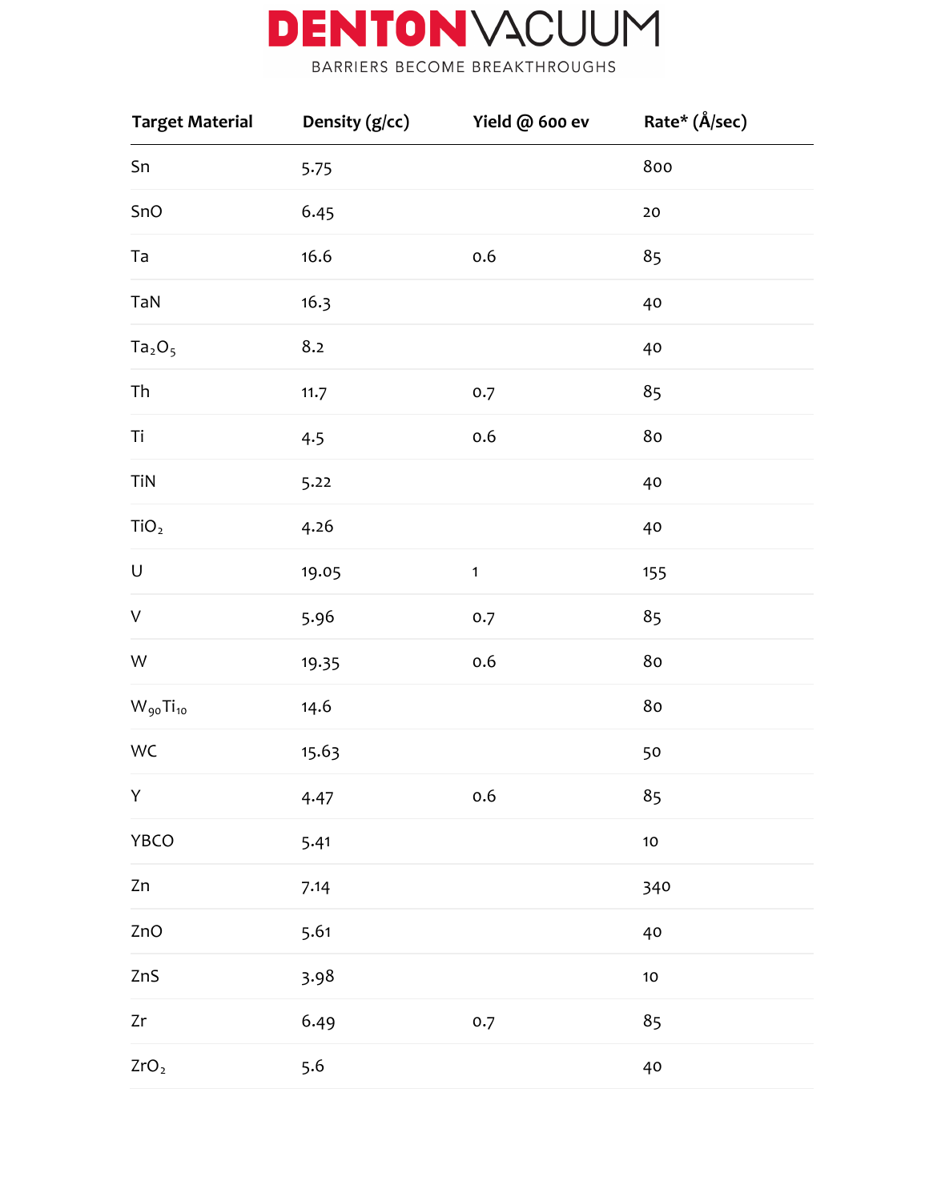# DENTON VACUUM

BARRIERS BECOME BREAKTHROUGHS

| Target Material | Density (g/cc) | Yield @ 600 ev | Rate* (Å/sec) |
| --- | --- | --- | --- |
| Sn | 5.75 | | 800 |
| SnO | 6.45 | | 20 |
| Ta | 16.6 | 0.6 | 85 |
| TaN | 16.3 | | 40 |
| $Ta_2O_5$ | 8.2 | | 40 |
| Th | 11.7 | 0.7 | 85 |
| Ti | 4.5 | 0.6 | 80 |
| TiN | 5.22 | | 40 |
| $TiO_2$ | 4.26 | | 40 |
| U | 19.05 | 1 | 155 |
| V | 5.96 | 0.7 | 85 |
| W | 19.35 | 0.6 | 80 |
| $W_{90}Ti_{10}$ | 14.6 | | 80 |
| WC | 15.63 | | 50 |
| Y | 4.47 | 0.6 | 85 |
| YBCO | 5.41 | | 10 |
| Zn | 7.14 | | 340 |
| ZnO | 5.61 | | 40 |
| ZnS | 3.98 | | 10 |
| Zr | 6.49 | 0.7 | 85 |
| $ZrO_2$ | 5.6 | | 40 |